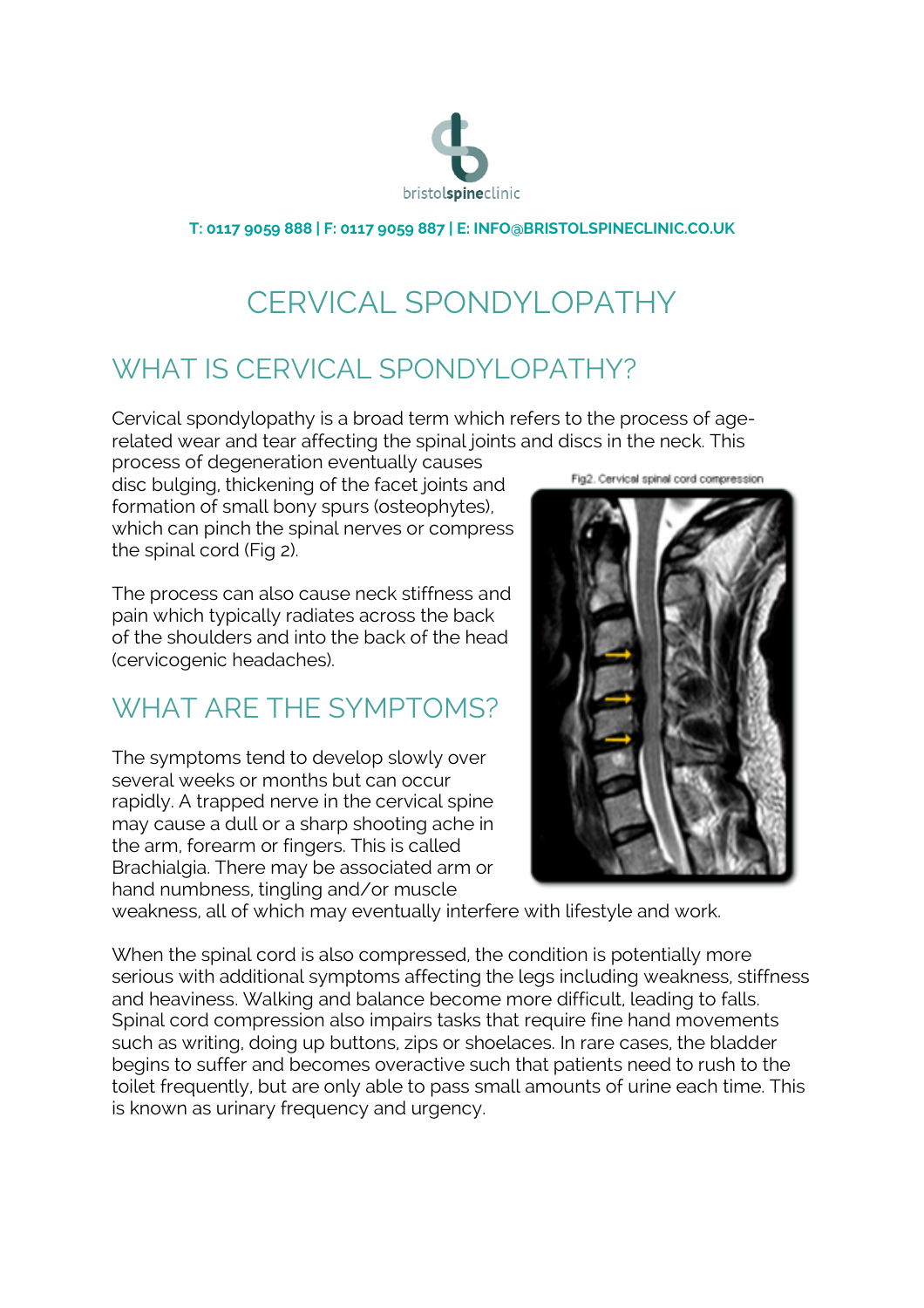bristolspineclinic

T: 0117 9059 888 | F: 0117 9059 887 | E: INFO@BRISTOLSPINECLINIC.CO.UK

# CERVICAL SPONDYLOPATHY

## WHAT IS CERVICAL SPONDYLOPATHY?

Cervical spondylopathy is a broad term which refers to the process of age-related wear and tear affecting the spinal joints and discs in the neck. This process of degeneration eventually causes disc bulging, thickening of the facet joints and formation of small bony spurs (osteophytes), which can pinch the spinal nerves or compress the spinal cord (Fig 2).

Fig2. Cervical spinal cord compression

The process can also cause neck stiffness and pain which typically radiates across the back of the shoulders and into the back of the head (cervicogenic headaches).

## WHAT ARE THE SYMPTOMS?

The symptoms tend to develop slowly over several weeks or months but can occur rapidly. A trapped nerve in the cervical spine may cause a dull or a sharp shooting ache in the arm, forearm or fingers. This is called Brachialgia. There may be associated arm or hand numbness, tingling and/or muscle weakness, all of which may eventually interfere with lifestyle and work.

When the spinal cord is also compressed, the condition is potentially more serious with additional symptoms affecting the legs including weakness, stiffness and heaviness. Walking and balance become more difficult, leading to falls. Spinal cord compression also impairs tasks that require fine hand movements such as writing, doing up buttons, zips or shoelaces. In rare cases, the bladder begins to suffer and becomes overactive such that patients need to rush to the toilet frequently, but are only able to pass small amounts of urine each time. This is known as urinary frequency and urgency.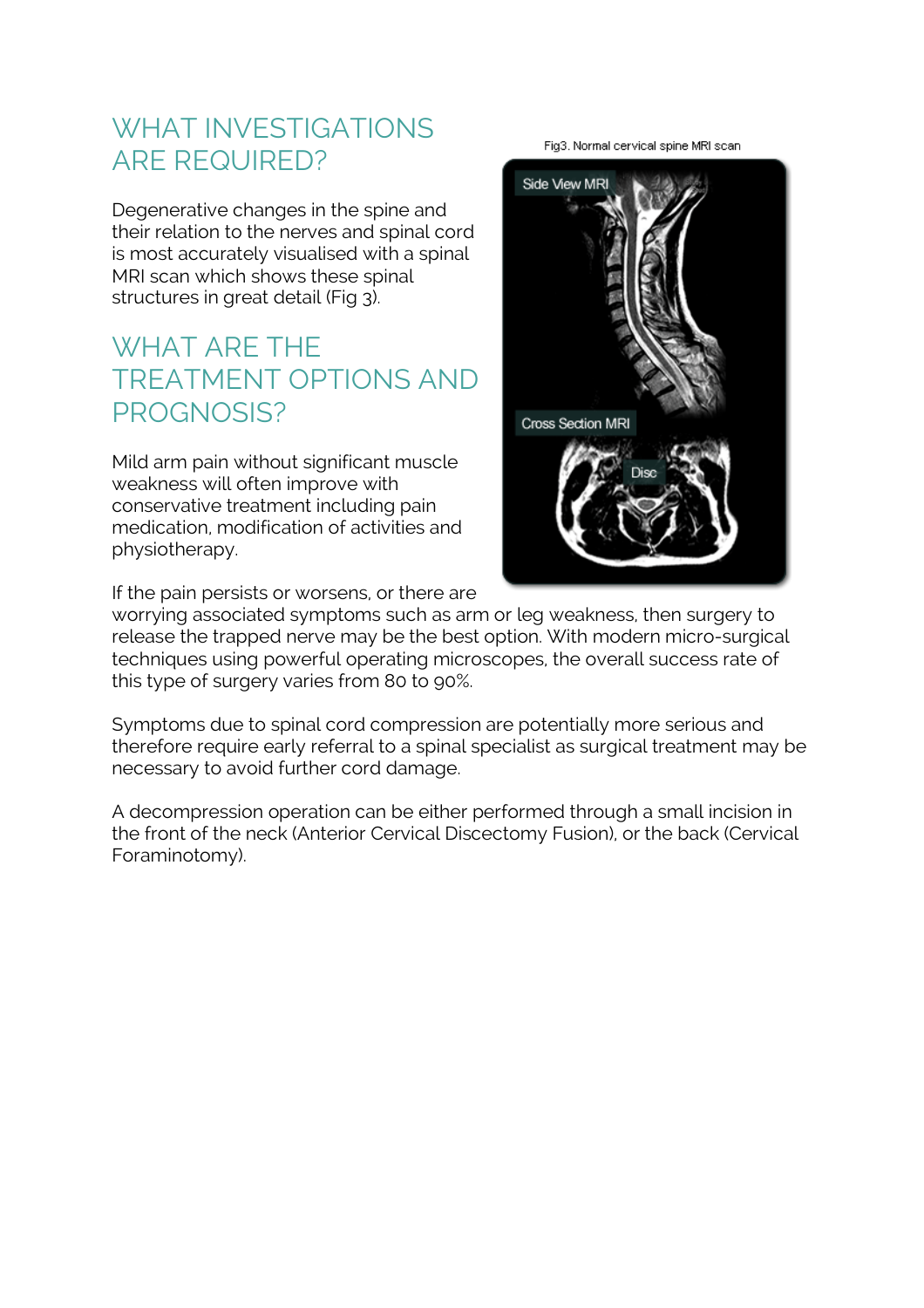## WHAT INVESTIGATIONS ARE REQUIRED?

Degenerative changes in the spine and their relation to the nerves and spinal cord is most accurately visualised with a spinal MRI scan which shows these spinal structures in great detail (Fig 3).

Fig3. Normal cervical spine MRI scan

Side View MRI

Cross Section MRI

Disc

## WHAT ARE THE TREATMENT OPTIONS AND PROGNOSIS?

Mild arm pain without significant muscle weakness will often improve with conservative treatment including pain medication, modification of activities and physiotherapy.

If the pain persists or worsens, or there are worrying associated symptoms such as arm or leg weakness, then surgery to release the trapped nerve may be the best option. With modern micro-surgical techniques using powerful operating microscopes, the overall success rate of this type of surgery varies from 80 to 90%.

Symptoms due to spinal cord compression are potentially more serious and therefore require early referral to a spinal specialist as surgical treatment may be necessary to avoid further cord damage.

A decompression operation can be either performed through a small incision in the front of the neck (Anterior Cervical Discectomy Fusion), or the back (Cervical Foraminotomy).